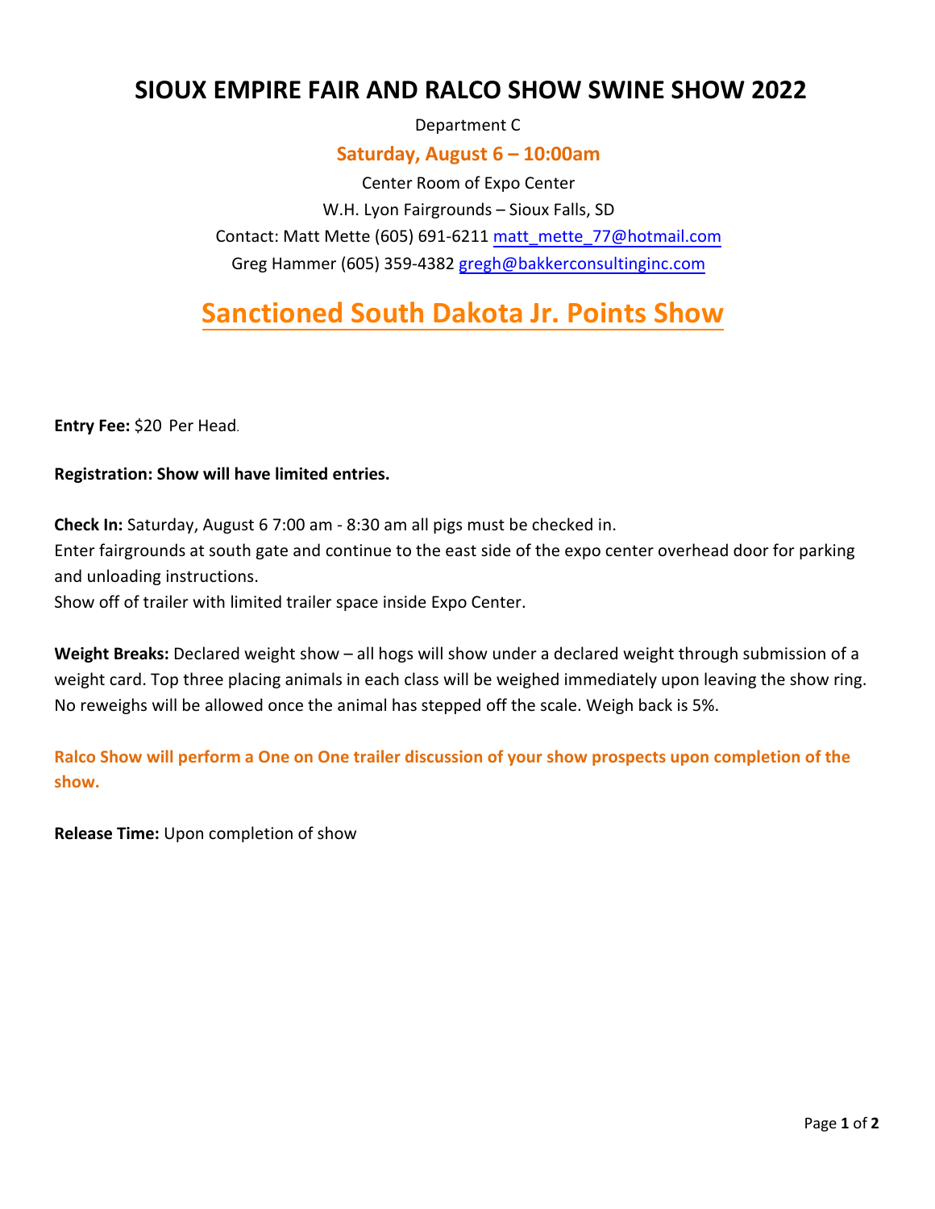# SIOUX EMPIRE FAIR AND RALCO SHOW SWINE SHOW 2022

Department C

**Saturday, August 6 – 10:00am**

Center Room of Expo Center

W.H. Lyon Fairgrounds – Sioux Falls, SD

Contact: Matt Mette (605) 691-6211 matt_mette_77@hotmail.com

Greg Hammer (605) 359-4382 gregh@bakkerconsultinginc.com

## Sanctioned South Dakota Jr. Points Show

**Entry Fee:** $20 Per Head.

**Registration: Show will have limited entries.**

**Check In:** Saturday, August 6 7:00 am - 8:30 am all pigs must be checked in.
Enter fairgrounds at south gate and continue to the east side of the expo center overhead door for parking and unloading instructions.
Show off of trailer with limited trailer space inside Expo Center.

**Weight Breaks:** Declared weight show – all hogs will show under a declared weight through submission of a weight card. Top three placing animals in each class will be weighed immediately upon leaving the show ring. No reweighs will be allowed once the animal has stepped off the scale. Weigh back is 5%.

**Ralco Show will perform a One on One trailer discussion of your show prospects upon completion of the show.**

**Release Time:** Upon completion of show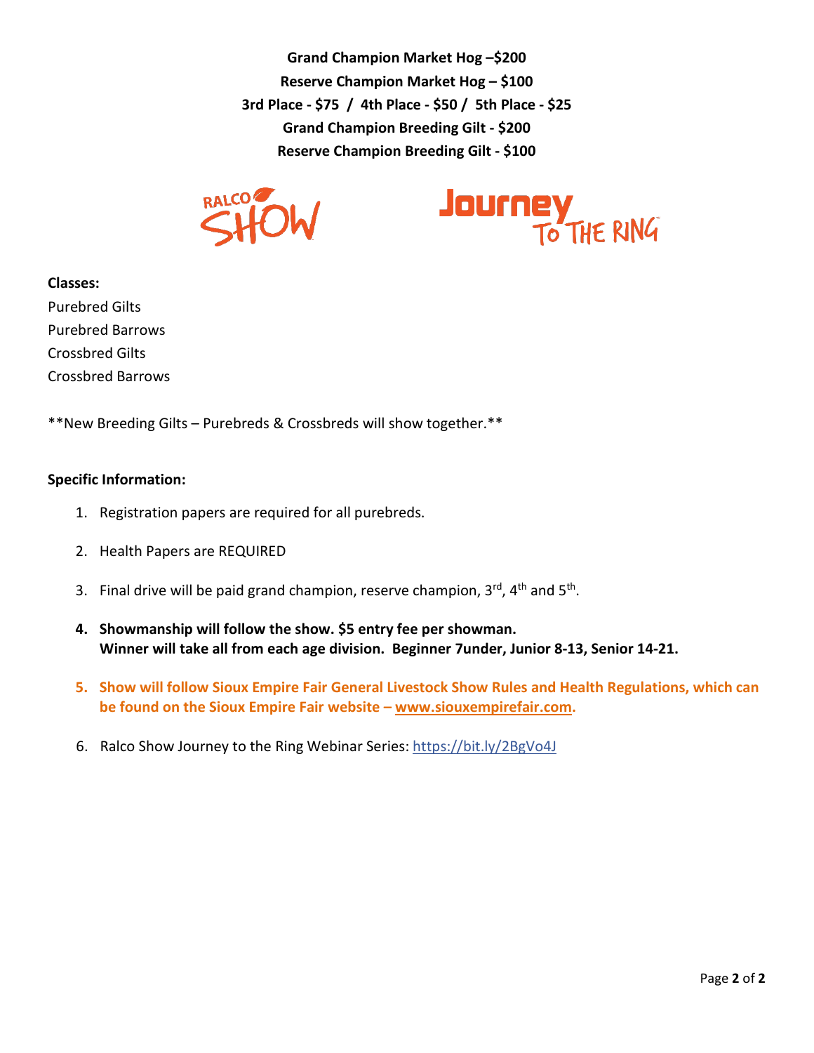**Grand Champion Market Hog –$200**

**Reserve Champion Market Hog – $100**

**3rd Place - $75 / 4th Place - $50 / 5th Place - $25**

**Grand Champion Breeding Gilt - $200**

**Reserve Champion Breeding Gilt - $100**

RALCO SHOW

Journey TO THE RING

**Classes:**

Purebred Gilts
Purebred Barrows
Crossbred Gilts
Crossbred Barrows

**New Breeding Gilts – Purebreds & Crossbreds will show together.**

**Specific Information:**

1. Registration papers are required for all purebreds.
2. Health Papers are REQUIRED
3. Final drive will be paid grand champion, reserve champion, 3rd, 4th and 5th.
4. **Showmanship will follow the show. $5 entry fee per showman. Winner will take all from each age division. Beginner 7under, Junior 8-13, Senior 14-21.**
5. **Show will follow Sioux Empire Fair General Livestock Show Rules and Health Regulations, which can be found on the Sioux Empire Fair website – www.siouxempirefair.com.**
6. Ralco Show Journey to the Ring Webinar Series: https://bit.ly/2BgVo4J